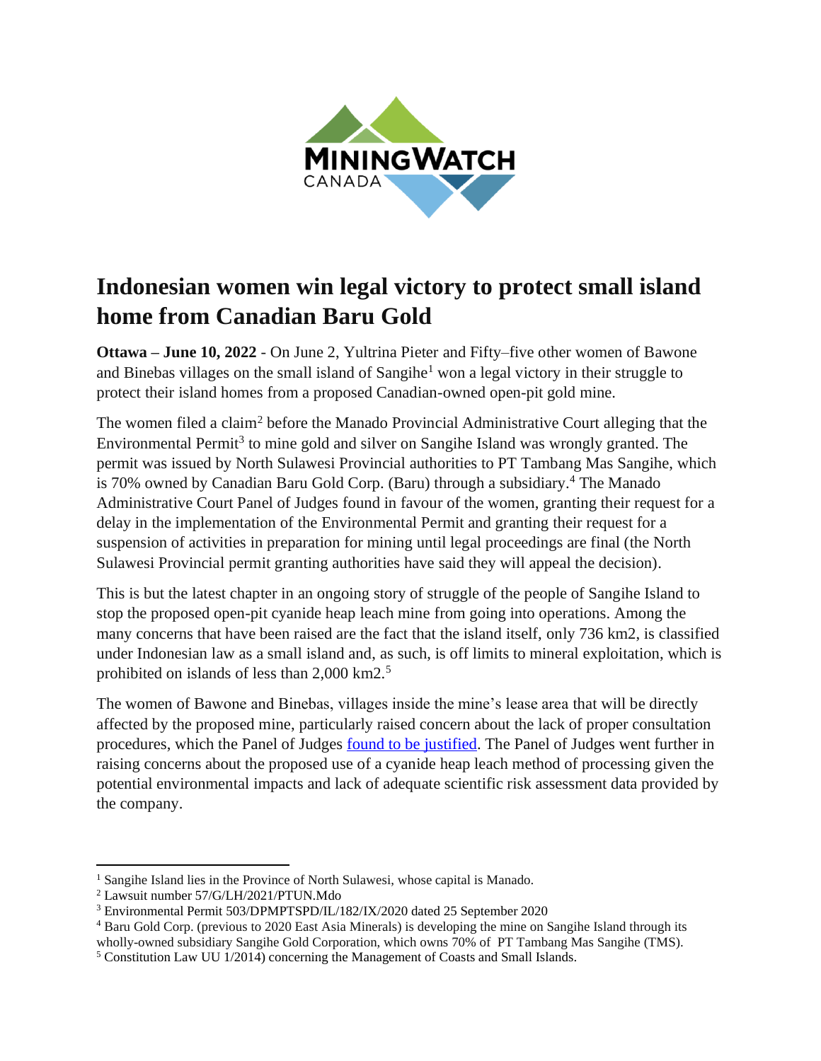# Indonesian women win legal victory to protect small island home from Canadian Baru Gold

**Ottawa – June 10, 2022** - On June 2, Yultrina Pieter and Fifty–five other women of Bawone and Binebas villages on the small island of Sangihe[1] won a legal victory in their struggle to protect their island homes from a proposed Canadian-owned open-pit gold mine.

The women filed a claim[2] before the Manado Provincial Administrative Court alleging that the Environmental Permit[3] to mine gold and silver on Sangihe Island was wrongly granted. The permit was issued by North Sulawesi Provincial authorities to PT Tambang Mas Sangihe, which is 70% owned by Canadian Baru Gold Corp. (Baru) through a subsidiary.[4] The Manado Administrative Court Panel of Judges found in favour of the women, granting their request for a delay in the implementation of the Environmental Permit and granting their request for a suspension of activities in preparation for mining until legal proceedings are final (the North Sulawesi Provincial permit granting authorities have said they will appeal the decision).

This is but the latest chapter in an ongoing story of struggle of the people of Sangihe Island to stop the proposed open-pit cyanide heap leach mine from going into operations. Among the many concerns that have been raised are the fact that the island itself, only 736 km2, is classified under Indonesian law as a small island and, as such, is off limits to mineral exploitation, which is prohibited on islands of less than 2,000 km2.[5]

The women of Bawone and Binebas, villages inside the mine's lease area that will be directly affected by the proposed mine, particularly raised concern about the lack of proper consultation procedures, which the Panel of Judges found to be justified. The Panel of Judges went further in raising concerns about the proposed use of a cyanide heap leach method of processing given the potential environmental impacts and lack of adequate scientific risk assessment data provided by the company.

---

[1] Sangihe Island lies in the Province of North Sulawesi, whose capital is Manado.

[2] Lawsuit number 57/G/LH/2021/PTUN.Mdo

[3] Environmental Permit 503/DPMPTSPD/IL/182/IX/2020 dated 25 September 2020

[4] Baru Gold Corp. (previous to 2020 East Asia Minerals) is developing the mine on Sangihe Island through its wholly-owned subsidiary Sangihe Gold Corporation, which owns 70% of PT Tambang Mas Sangihe (TMS).

[5] Constitution Law UU 1/2014) concerning the Management of Coasts and Small Islands.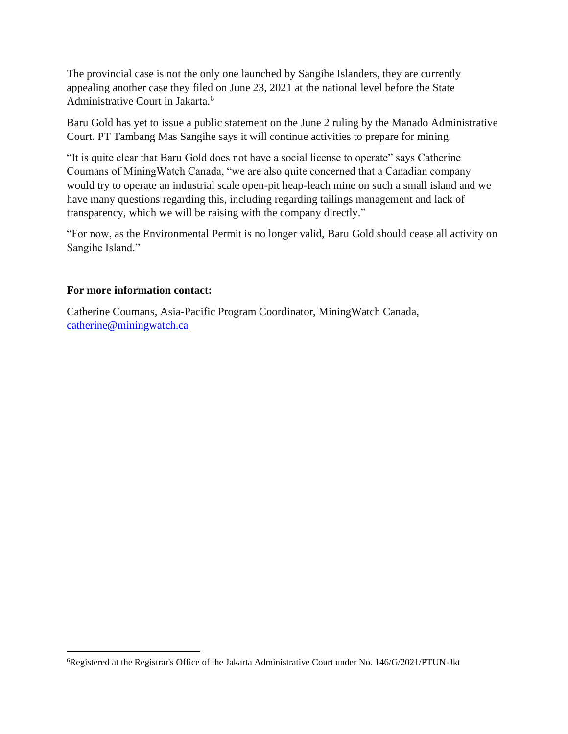The provincial case is not the only one launched by Sangihe Islanders, they are currently appealing another case they filed on June 23, 2021 at the national level before the State Administrative Court in Jakarta.[6]

Baru Gold has yet to issue a public statement on the June 2 ruling by the Manado Administrative Court. PT Tambang Mas Sangihe says it will continue activities to prepare for mining.

"It is quite clear that Baru Gold does not have a social license to operate" says Catherine Coumans of MiningWatch Canada, "we are also quite concerned that a Canadian company would try to operate an industrial scale open-pit heap-leach mine on such a small island and we have many questions regarding this, including regarding tailings management and lack of transparency, which we will be raising with the company directly."

"For now, as the Environmental Permit is no longer valid, Baru Gold should cease all activity on Sangihe Island."

**For more information contact:**

Catherine Coumans, Asia-Pacific Program Coordinator, MiningWatch Canada, [catherine@miningwatch.ca](mailto:catherine@miningwatch.ca)

---

[6] Registered at the Registrar's Office of the Jakarta Administrative Court under No. 146/G/2021/PTUN-Jkt